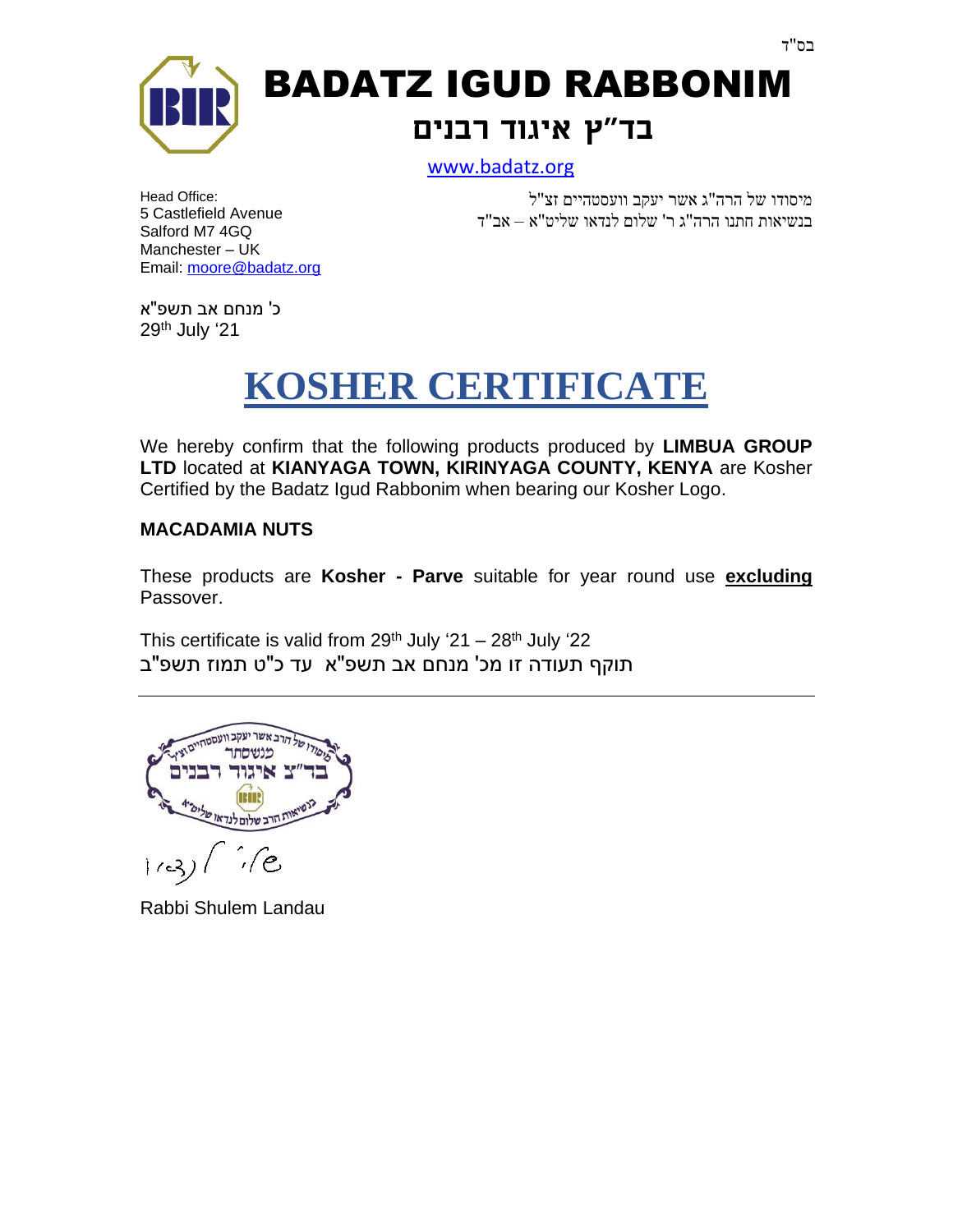בס"ד

# BADATZ IGUD RABBONIM

## בד"ץ איגוד רבנים

www.badatz.org

Head Office:
5 Castlefield Avenue
Salford M7 4GQ
Manchester – UK
Email: moore@badatz.org

מיסודו של הרה"ג אשר יעקב וועסטהיים זצ"ל
בנשיאות חתנו הרה"ג ר' שלום לנדאו שליט"א – אב"ד

כ' מנחם אב תשפ"א
29th July '21

# KOSHER CERTIFICATE

We hereby confirm that the following products produced by **LIMBUA GROUP LTD** located at **KIANYAGA TOWN, KIRINYAGA COUNTY, KENYA** are Kosher Certified by the Badatz Igud Rabbonim when bearing our Kosher Logo.

**MACADAMIA NUTS**

These products are **Kosher - Parve** suitable for year round use **excluding** Passover.

This certificate is valid from 29th July '21 – 28th July '22
תוקף תעודה זו מכ' מנחם אב תשפ"א עד כ"ט תמוז תשפ"ב

---

מיסודו של הרב אשר יעקב וועסטהיים זצ"ל
מנשסתר
בד"צ איגוד רבנים
בנשיאות הרב שלום לנדאו שליט"א

Rabbi Shulem Landau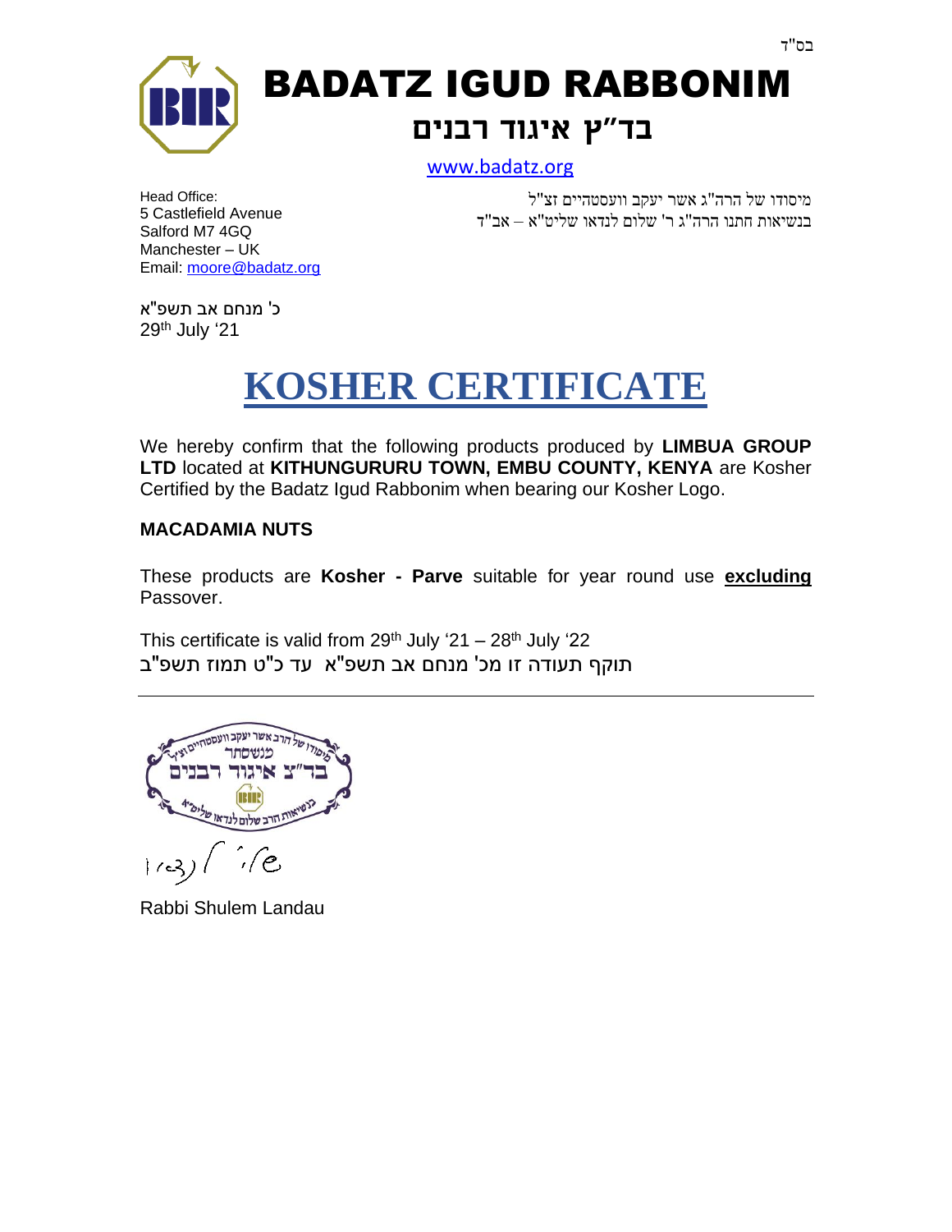בס"ד

# BADATZ IGUD RABBONIM

## בד"ץ איגוד רבנים

www.badatz.org

Head Office:
5 Castlefield Avenue
Salford M7 4GQ
Manchester – UK
Email: moore@badatz.org

מיסודו של הרה"ג אשר יעקב וועסטהיים זצ"ל
בנשיאות חתנו הרה"ג ר' שלום לנדאו שליט"א – אב"ד

כ' מנחם אב תשפ"א
29th July '21

# KOSHER CERTIFICATE

We hereby confirm that the following products produced by **LIMBUA GROUP LTD** located at **KITHUNGURURU TOWN, EMBU COUNTY, KENYA** are Kosher Certified by the Badatz Igud Rabbonim when bearing our Kosher Logo.

**MACADAMIA NUTS**

These products are **Kosher - Parve** suitable for year round use **excluding** Passover.

This certificate is valid from 29th July '21 – 28th July '22
תוקף תעודה זו מכ' מנחם אב תשפ"א עד כ"ט תמוז תשפ"ב

---

מיסודו של הרב אשר יעקב וועסטהיים זצ"ל
מנשסתר
בד"צ איגוד רבנים
בנשיאות הרב שלום לנדאו שליט"א

Rabbi Shulem Landau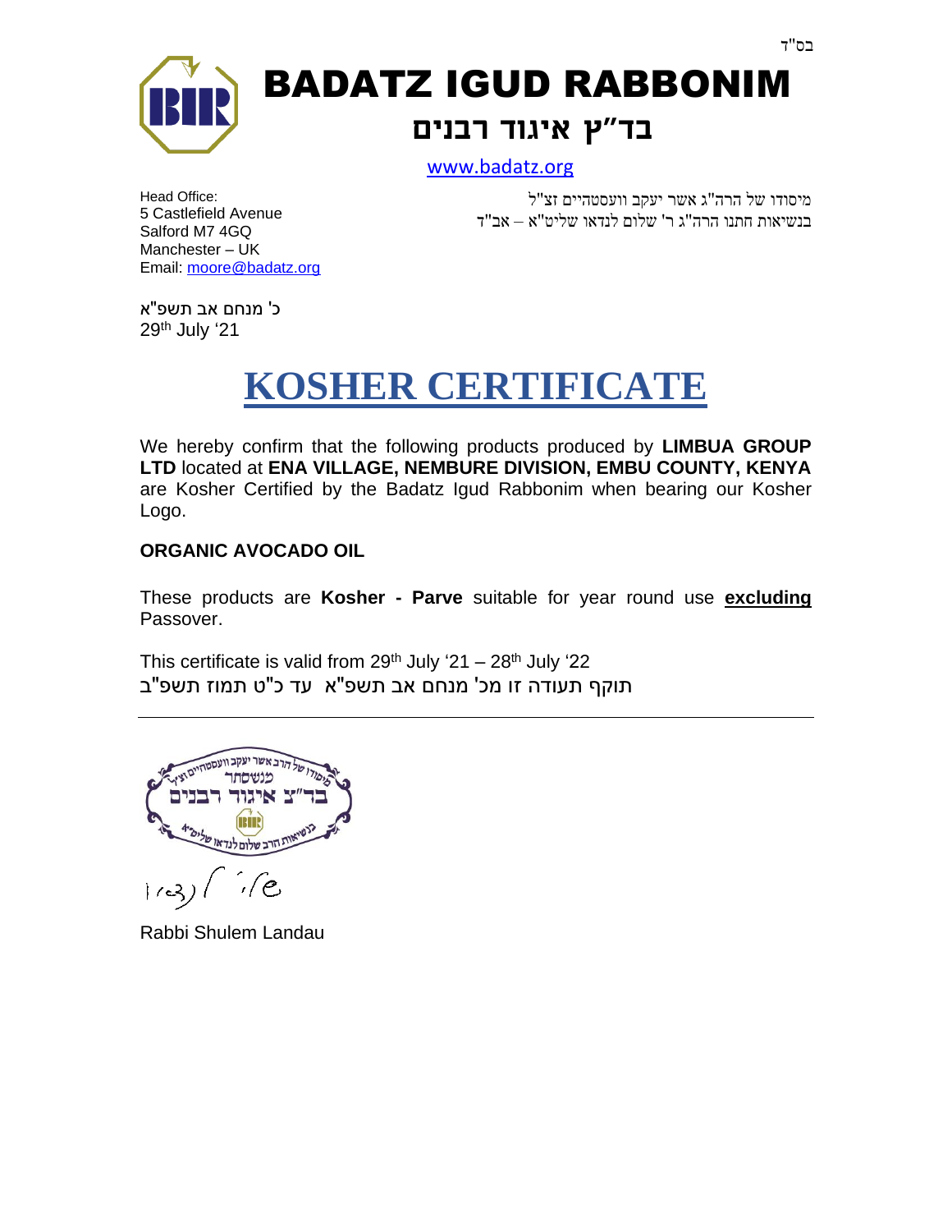בס"ד

# BADATZ IGUD RABBONIM

## בד"ץ איגוד רבנים

www.badatz.org

Head Office:
5 Castlefield Avenue
Salford M7 4GQ
Manchester – UK
Email: moore@badatz.org

מיסודו של הרה"ג אשר יעקב וועסטהיים זצ"ל
בנשיאות חתנו הרה"ג ר' שלום לנדאו שליט"א – אב"ד

כ' מנחם אב תשפ"א
29th July '21

# KOSHER CERTIFICATE

We hereby confirm that the following products produced by **LIMBUA GROUP LTD** located at **ENA VILLAGE, NEMBURE DIVISION, EMBU COUNTY, KENYA** are Kosher Certified by the Badatz Igud Rabbonim when bearing our Kosher Logo.

**ORGANIC AVOCADO OIL**

These products are **Kosher - Parve** suitable for year round use **excluding** Passover.

This certificate is valid from 29th July '21 – 28th July '22
תוקף תעודה זו מכ' מנחם אב תשפ"א עד כ"ט תמוז תשפ"ב

---

מיסודו של הרב אשר יעקב וועסטהיים זצ"ל
מנשסתר
בד"צ איגוד רבנים
בנשיאות הרב שלום לנדאו שליט"א

Rabbi Shulem Landau